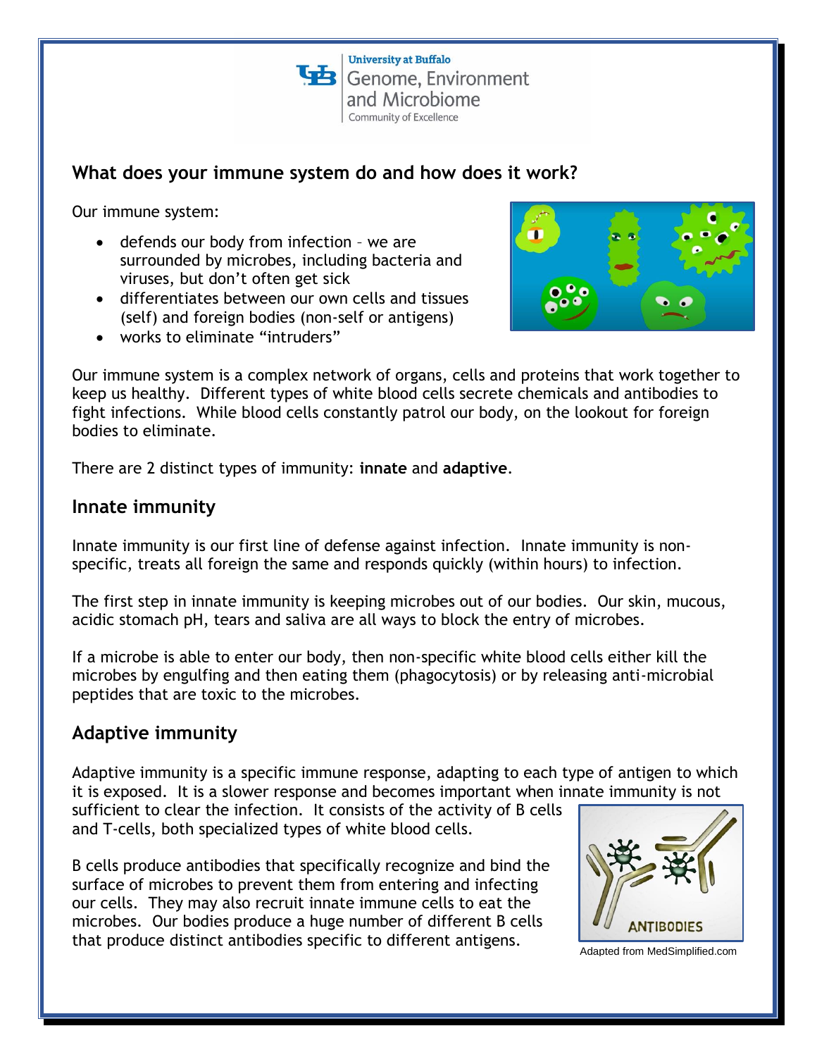University at Buffalo
Genome, Environment and Microbiome
Community of Excellence

## What does your immune system do and how does it work?

Our immune system:

- defends our body from infection – we are surrounded by microbes, including bacteria and viruses, but don't often get sick
- differentiates between our own cells and tissues (self) and foreign bodies (non-self or antigens)
- works to eliminate "intruders"

Our immune system is a complex network of organs, cells and proteins that work together to keep us healthy. Different types of white blood cells secrete chemicals and antibodies to fight infections. While blood cells constantly patrol our body, on the lookout for foreign bodies to eliminate.

There are 2 distinct types of immunity: **innate** and **adaptive**.

## Innate immunity

Innate immunity is our first line of defense against infection. Innate immunity is non-specific, treats all foreign the same and responds quickly (within hours) to infection.

The first step in innate immunity is keeping microbes out of our bodies. Our skin, mucous, acidic stomach pH, tears and saliva are all ways to block the entry of microbes.

If a microbe is able to enter our body, then non-specific white blood cells either kill the microbes by engulfing and then eating them (phagocytosis) or by releasing anti-microbial peptides that are toxic to the microbes.

## Adaptive immunity

Adaptive immunity is a specific immune response, adapting to each type of antigen to which it is exposed. It is a slower response and becomes important when innate immunity is not sufficient to clear the infection. It consists of the activity of B cells and T-cells, both specialized types of white blood cells.

B cells produce antibodies that specifically recognize and bind the surface of microbes to prevent them from entering and infecting our cells. They may also recruit innate immune cells to eat the microbes. Our bodies produce a huge number of different B cells that produce distinct antibodies specific to different antigens.

Adapted from MedSimplified.com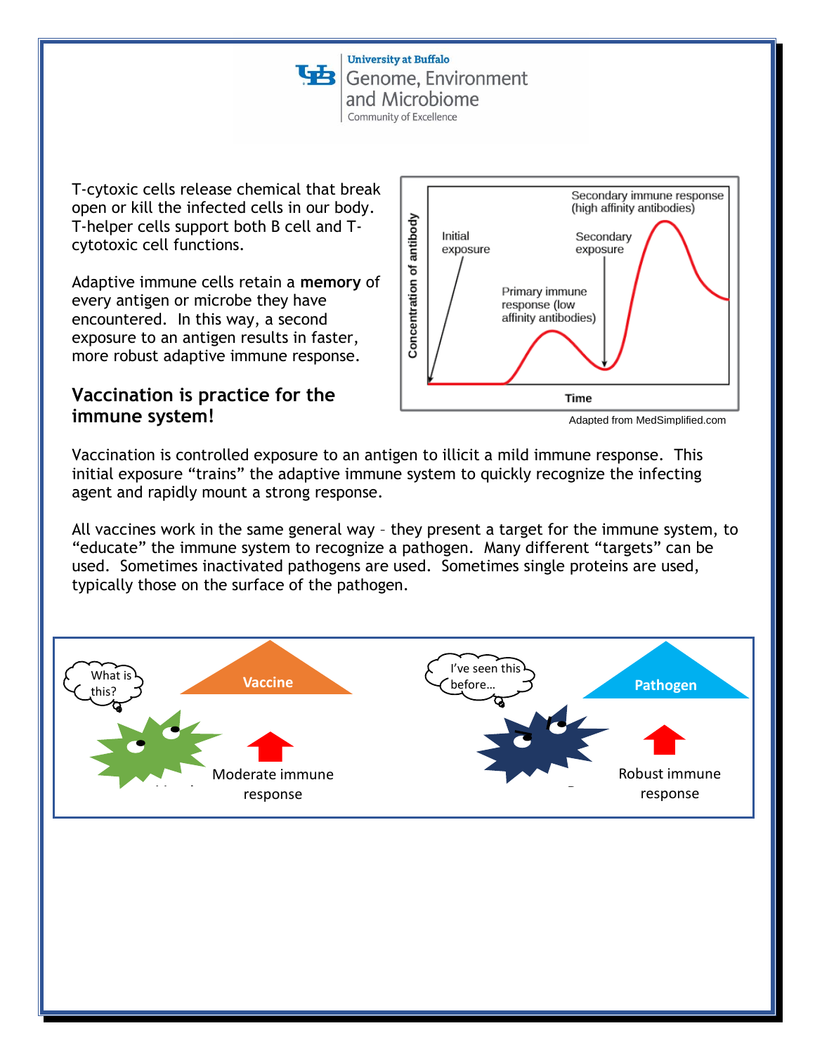T-cytoxic cells release chemical that break open or kill the infected cells in our body. T-helper cells support both B cell and T-cytotoxic cell functions.

Adaptive immune cells retain a **memory** of every antigen or microbe they have encountered. In this way, a second exposure to an antigen results in faster, more robust adaptive immune response.

Adapted from MedSimplified.com

## Vaccination is practice for the immune system!

Vaccination is controlled exposure to an antigen to illicit a mild immune response. This initial exposure “trains” the adaptive immune system to quickly recognize the infecting agent and rapidly mount a strong response.

All vaccines work in the same general way – they present a target for the immune system, to “educate” the immune system to recognize a pathogen. Many different “targets” can be used. Sometimes inactivated pathogens are used. Sometimes single proteins are used, typically those on the surface of the pathogen.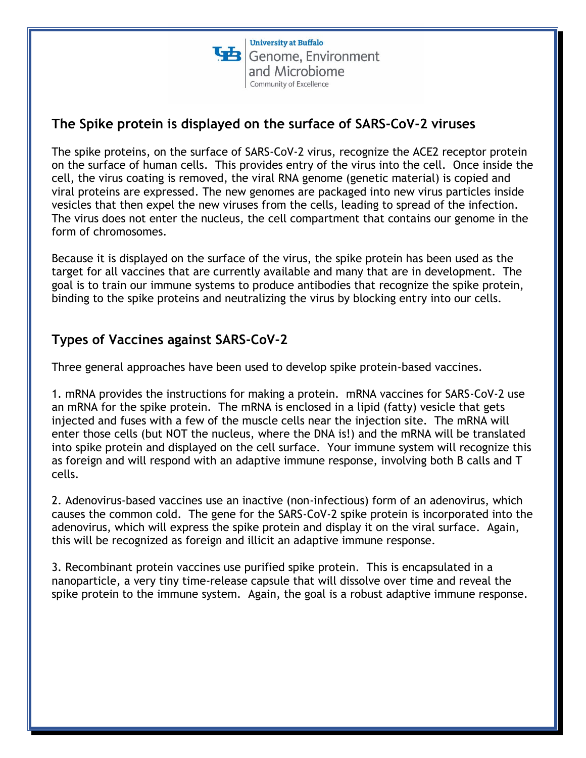## The Spike protein is displayed on the surface of SARS-CoV-2 viruses

The spike proteins, on the surface of SARS-CoV-2 virus, recognize the ACE2 receptor protein on the surface of human cells. This provides entry of the virus into the cell. Once inside the cell, the virus coating is removed, the viral RNA genome (genetic material) is copied and viral proteins are expressed. The new genomes are packaged into new virus particles inside vesicles that then expel the new viruses from the cells, leading to spread of the infection. The virus does not enter the nucleus, the cell compartment that contains our genome in the form of chromosomes.

Because it is displayed on the surface of the virus, the spike protein has been used as the target for all vaccines that are currently available and many that are in development. The goal is to train our immune systems to produce antibodies that recognize the spike protein, binding to the spike proteins and neutralizing the virus by blocking entry into our cells.

## Types of Vaccines against SARS-CoV-2

Three general approaches have been used to develop spike protein-based vaccines.

1. mRNA provides the instructions for making a protein. mRNA vaccines for SARS-CoV-2 use an mRNA for the spike protein. The mRNA is enclosed in a lipid (fatty) vesicle that gets injected and fuses with a few of the muscle cells near the injection site. The mRNA will enter those cells (but NOT the nucleus, where the DNA is!) and the mRNA will be translated into spike protein and displayed on the cell surface. Your immune system will recognize this as foreign and will respond with an adaptive immune response, involving both B calls and T cells.

2. Adenovirus-based vaccines use an inactive (non-infectious) form of an adenovirus, which causes the common cold. The gene for the SARS-CoV-2 spike protein is incorporated into the adenovirus, which will express the spike protein and display it on the viral surface. Again, this will be recognized as foreign and illicit an adaptive immune response.

3. Recombinant protein vaccines use purified spike protein. This is encapsulated in a nanoparticle, a very tiny time-release capsule that will dissolve over time and reveal the spike protein to the immune system. Again, the goal is a robust adaptive immune response.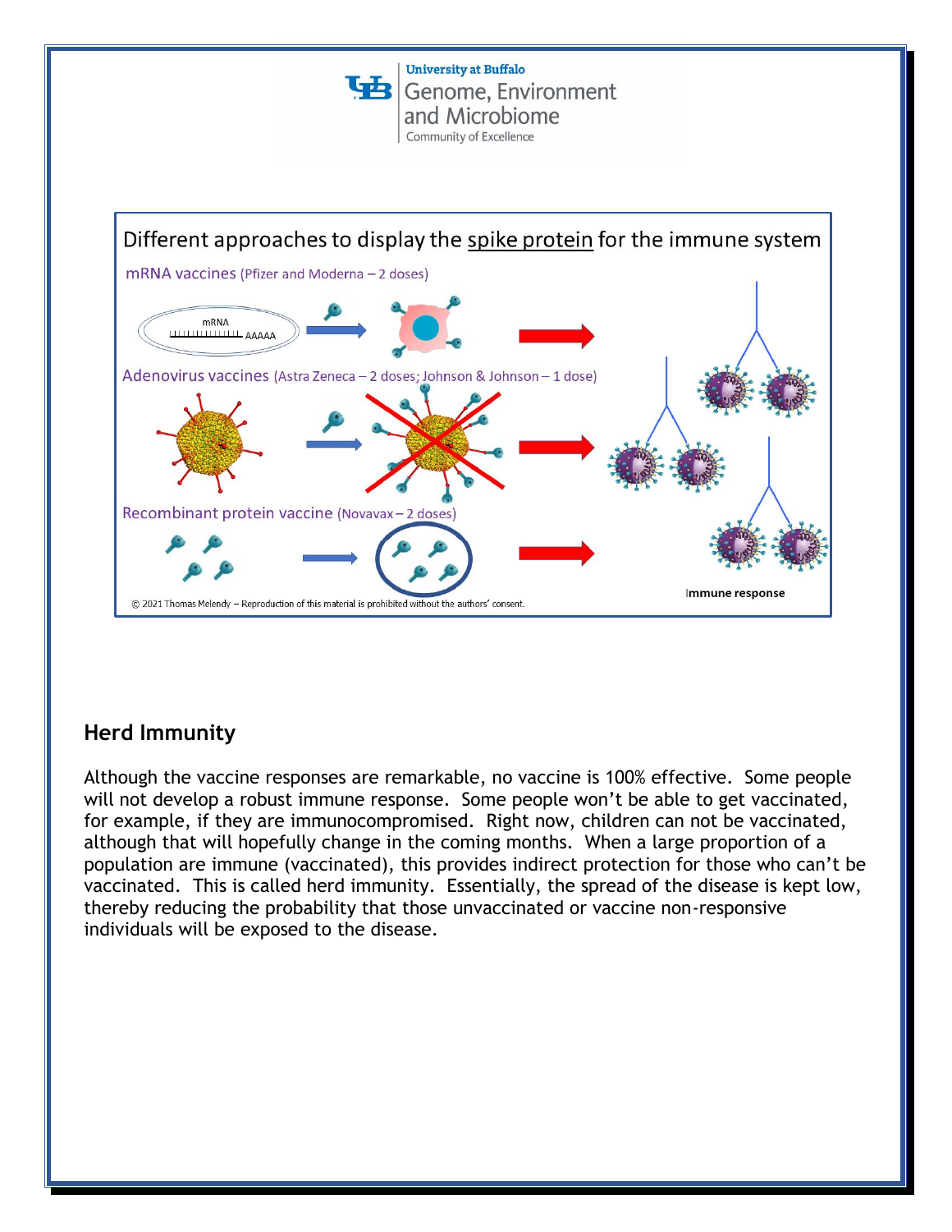Different approaches to display the spike protein for the immune system

mRNA vaccines (Pfizer and Moderna – 2 doses)

Adenovirus vaccines (Astra Zeneca – 2 doses; Johnson & Johnson – 1 dose)

Recombinant protein vaccine (Novavax – 2 doses)

Immune response

© 2021 Thomas Melendy – Reproduction of this material is prohibited without the authors' consent.

## Herd Immunity

Although the vaccine responses are remarkable, no vaccine is 100% effective. Some people will not develop a robust immune response. Some people won't be able to get vaccinated, for example, if they are immunocompromised. Right now, children can not be vaccinated, although that will hopefully change in the coming months. When a large proportion of a population are immune (vaccinated), this provides indirect protection for those who can't be vaccinated. This is called herd immunity. Essentially, the spread of the disease is kept low, thereby reducing the probability that those unvaccinated or vaccine non-responsive individuals will be exposed to the disease.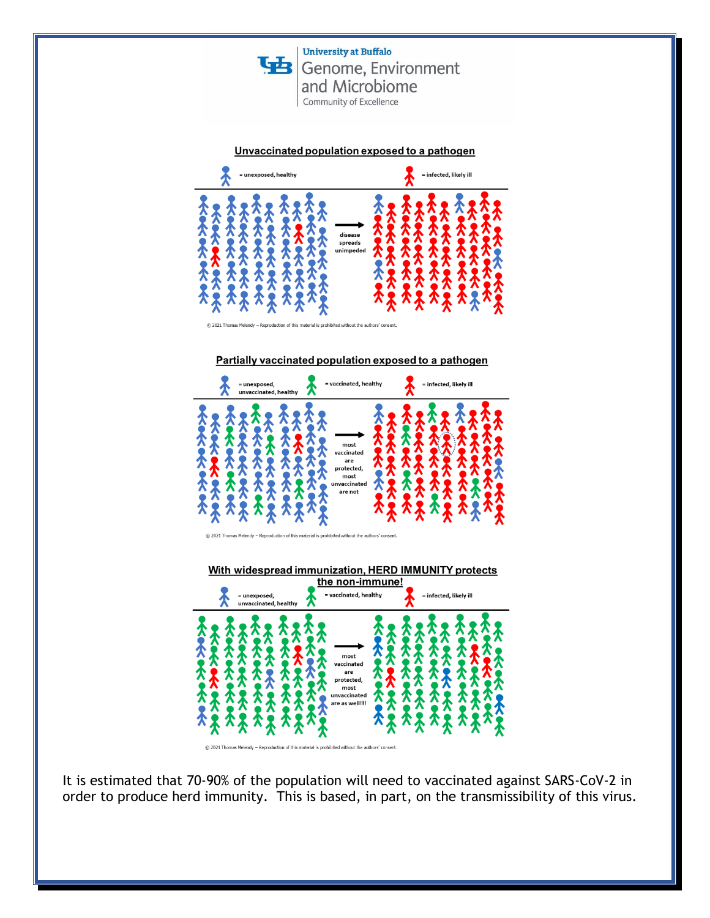University at Buffalo
Genome, Environment and Microbiome
Community of Excellence

## Unvaccinated population exposed to a pathogen

= unexposed, healthy

= infected, likely ill

disease spreads unimpeded

© 2021 Thomas Melendy – Reproduction of this material is prohibited without the authors' consent.

## Partially vaccinated population exposed to a pathogen

= unexposed, unvaccinated, healthy

= vaccinated, healthy

= infected, likely ill

most vaccinated are protected, most unvaccinated are not

© 2021 Thomas Melendy – Reproduction of this material is prohibited without the authors' consent.

## With widespread immunization, HERD IMMUNITY protects the non-immune!

= unexposed, unvaccinated, healthy

= vaccinated, healthy

= infected, likely ill

most vaccinated are protected, most unvaccinated are as well!!!

© 2021 Thomas Melendy – Reproduction of this material is prohibited without the authors' consent.

It is estimated that 70-90% of the population will need to vaccinated against SARS-CoV-2 in order to produce herd immunity. This is based, in part, on the transmissibility of this virus.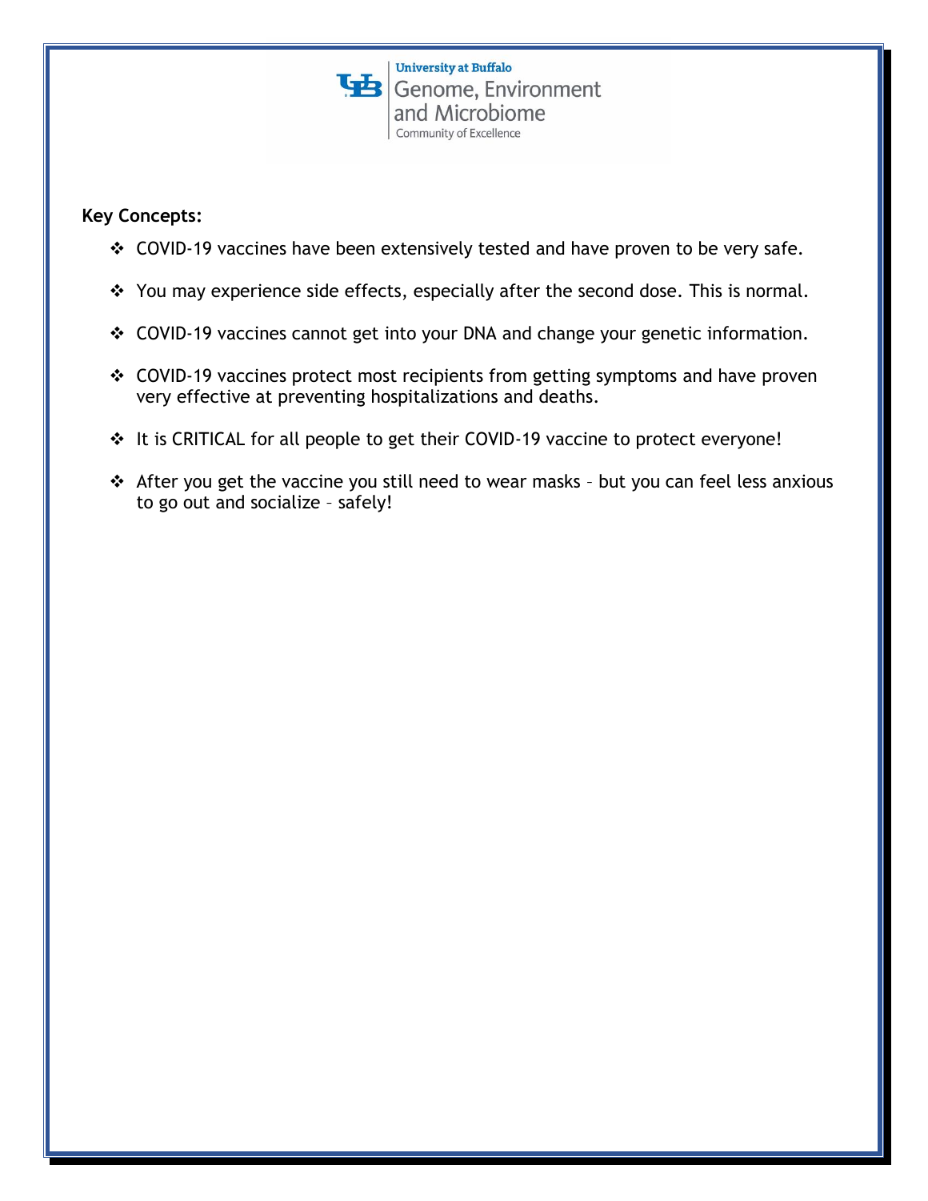University at Buffalo
Genome, Environment and Microbiome
Community of Excellence

**Key Concepts:**

- COVID-19 vaccines have been extensively tested and have proven to be very safe.
- You may experience side effects, especially after the second dose. This is normal.
- COVID-19 vaccines cannot get into your DNA and change your genetic information.
- COVID-19 vaccines protect most recipients from getting symptoms and have proven very effective at preventing hospitalizations and deaths.
- It is CRITICAL for all people to get their COVID-19 vaccine to protect everyone!
- After you get the vaccine you still need to wear masks – but you can feel less anxious to go out and socialize – safely!